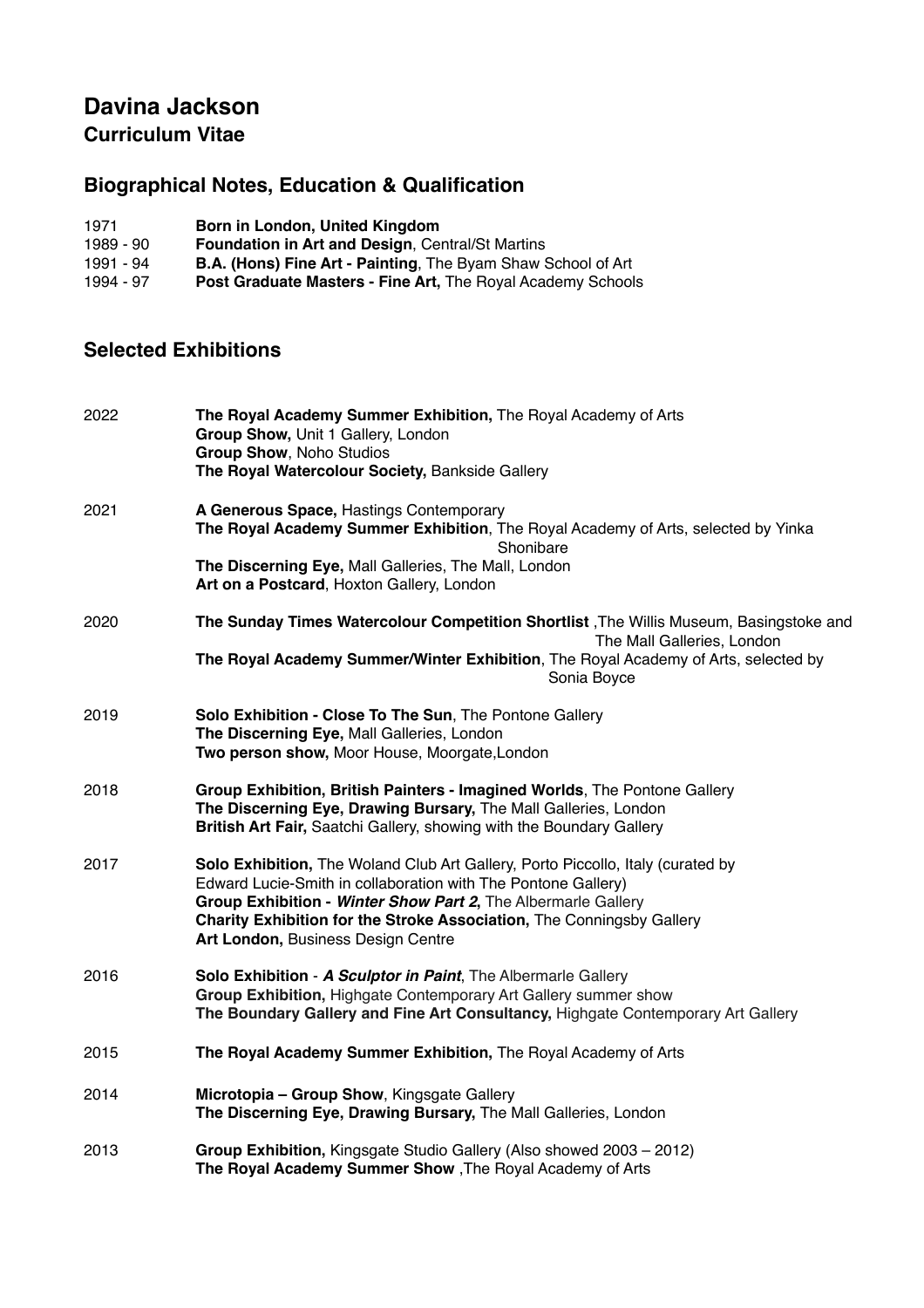# Davina Jackson

## Curriculum Vitae

## Biographical Notes, Education & Qualification

1971 **Born in London, United Kingdom**
1989 - 90 **Foundation in Art and Design**, Central/St Martins
1991 - 94 **B.A. (Hons) Fine Art - Painting**, The Byam Shaw School of Art
1994 - 97 **Post Graduate Masters - Fine Art,** The Royal Academy Schools

## Selected Exhibitions

**2022**

- **The Royal Academy Summer Exhibition,** The Royal Academy of Arts
- **Group Show,** Unit 1 Gallery, London
- **Group Show**, Noho Studios
- **The Royal Watercolour Society,** Bankside Gallery

**2021**

- **A Generous Space,** Hastings Contemporary
- **The Royal Academy Summer Exhibition**, The Royal Academy of Arts, selected by Yinka Shonibare
- **The Discerning Eye,** Mall Galleries, The Mall, London
- **Art on a Postcard**, Hoxton Gallery, London

**2020**

- **The Sunday Times Watercolour Competition Shortlist** ,The Willis Museum, Basingstoke and The Mall Galleries, London
- **The Royal Academy Summer/Winter Exhibition**, The Royal Academy of Arts, selected by Sonia Boyce

**2019**

- **Solo Exhibition - Close To The Sun**, The Pontone Gallery
- **The Discerning Eye,** Mall Galleries, London
- **Two person show,** Moor House, Moorgate,London

**2018**

- **Group Exhibition, British Painters - Imagined Worlds**, The Pontone Gallery
- **The Discerning Eye, Drawing Bursary,** The Mall Galleries, London
- **British Art Fair,** Saatchi Gallery, showing with the Boundary Gallery

**2017**

- **Solo Exhibition,** The Woland Club Art Gallery, Porto Piccollo, Italy (curated by Edward Lucie-Smith in collaboration with The Pontone Gallery)
- **Group Exhibition - *Winter Show Part 2*,** The Albermarle Gallery
- **Charity Exhibition for the Stroke Association,** The Conningsby Gallery
- **Art London,** Business Design Centre

**2016**

- **Solo Exhibition** - ***A Sculptor in Paint***, The Albermarle Gallery
- **Group Exhibition,** Highgate Contemporary Art Gallery summer show
- **The Boundary Gallery and Fine Art Consultancy,** Highgate Contemporary Art Gallery

**2015**

- **The Royal Academy Summer Exhibition,** The Royal Academy of Arts

**2014**

- **Microtopia – Group Show**, Kingsgate Gallery
- **The Discerning Eye, Drawing Bursary,** The Mall Galleries, London

**2013**

- **Group Exhibition,** Kingsgate Studio Gallery (Also showed 2003 – 2012)
- **The Royal Academy Summer Show** ,The Royal Academy of Arts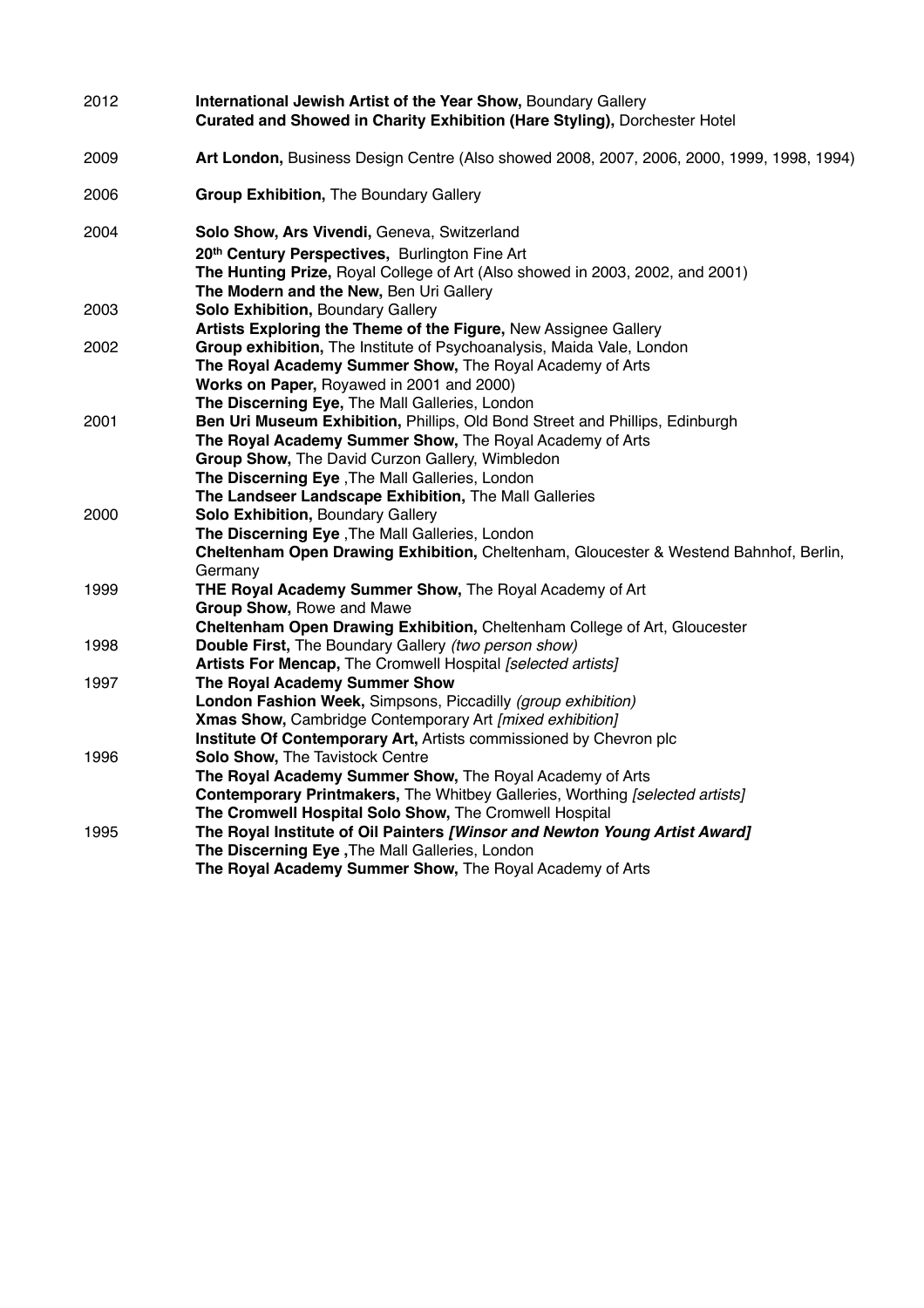2012 **International Jewish Artist of the Year Show,** Boundary Gallery
**Curated and Showed in Charity Exhibition (Hare Styling),** Dorchester Hotel

2009 **Art London,** Business Design Centre (Also showed 2008, 2007, 2006, 2000, 1999, 1998, 1994)

2006 **Group Exhibition,** The Boundary Gallery

2004 **Solo Show, Ars Vivendi,** Geneva, Switzerland
**20th Century Perspectives,** Burlington Fine Art
**The Hunting Prize,** Royal College of Art (Also showed in 2003, 2002, and 2001)
**The Modern and the New,** Ben Uri Gallery

2003 **Solo Exhibition,** Boundary Gallery
**Artists Exploring the Theme of the Figure,** New Assignee Gallery

2002 **Group exhibition,** The Institute of Psychoanalysis, Maida Vale, London
**The Royal Academy Summer Show,** The Royal Academy of Arts
**Works on Paper,** Royawed in 2001 and 2000)
**The Discerning Eye,** The Mall Galleries, London

2001 **Ben Uri Museum Exhibition,** Phillips, Old Bond Street and Phillips, Edinburgh
**The Royal Academy Summer Show,** The Royal Academy of Arts
**Group Show,** The David Curzon Gallery, Wimbledon
**The Discerning Eye** ,The Mall Galleries, London
**The Landseer Landscape Exhibition,** The Mall Galleries

2000 **Solo Exhibition,** Boundary Gallery
**The Discerning Eye** ,The Mall Galleries, London
**Cheltenham Open Drawing Exhibition,** Cheltenham, Gloucester & Westend Bahnhof, Berlin, Germany

1999 **THE Royal Academy Summer Show,** The Royal Academy of Art
**Group Show,** Rowe and Mawe
**Cheltenham Open Drawing Exhibition,** Cheltenham College of Art, Gloucester

1998 **Double First,** The Boundary Gallery *(two person show)*
**Artists For Mencap,** The Cromwell Hospital *[selected artists]*

1997 **The Royal Academy Summer Show**
**London Fashion Week,** Simpsons, Piccadilly *(group exhibition)*
**Xmas Show,** Cambridge Contemporary Art *[mixed exhibition]*
**Institute Of Contemporary Art,** Artists commissioned by Chevron plc

1996 **Solo Show,** The Tavistock Centre
**The Royal Academy Summer Show,** The Royal Academy of Arts
**Contemporary Printmakers,** The Whitbey Galleries, Worthing *[selected artists]*
**The Cromwell Hospital Solo Show,** The Cromwell Hospital

1995 **The Royal Institute of Oil Painters *[Winsor and Newton Young Artist Award]***
**The Discerning Eye ,**The Mall Galleries, London
**The Royal Academy Summer Show,** The Royal Academy of Arts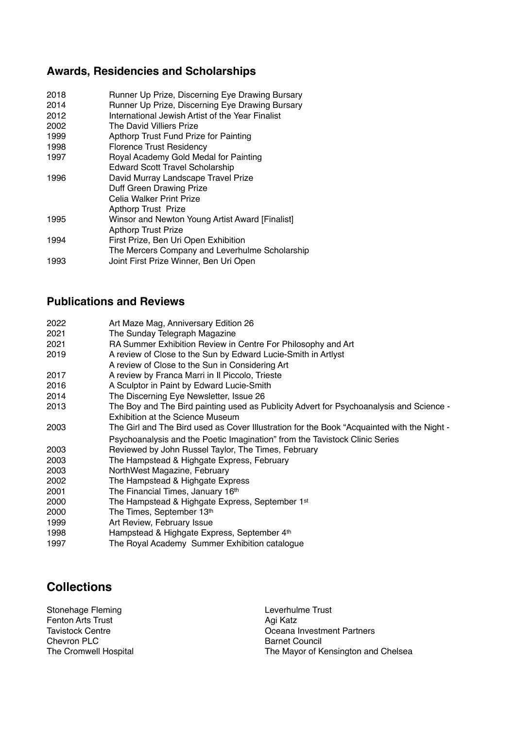## Awards, Residencies and Scholarships

| | |
|---|---|
| 2018 | Runner Up Prize, Discerning Eye Drawing Bursary |
| 2014 | Runner Up Prize, Discerning Eye Drawing Bursary |
| 2012 | International Jewish Artist of the Year Finalist |
| 2002 | The David Villiers Prize |
| 1999 | Apthorp Trust Fund Prize for Painting |
| 1998 | Florence Trust Residency |
| 1997 | Royal Academy Gold Medal for Painting |
| | Edward Scott Travel Scholarship |
| 1996 | David Murray Landscape Travel Prize |
| | Duff Green Drawing Prize |
| | Celia Walker Print Prize |
| | Apthorp Trust Prize |
| 1995 | Winsor and Newton Young Artist Award [Finalist] |
| | Apthorp Trust Prize |
| 1994 | First Prize, Ben Uri Open Exhibition |
| | The Mercers Company and Leverhulme Scholarship |
| 1993 | Joint First Prize Winner, Ben Uri Open |

## Publications and Reviews

| | |
|---|---|
| 2022 | Art Maze Mag, Anniversary Edition 26 |
| 2021 | The Sunday Telegraph Magazine |
| 2021 | RA Summer Exhibition Review in Centre For Philosophy and Art |
| 2019 | A review of Close to the Sun by Edward Lucie-Smith in Artlyst |
| | A review of Close to the Sun in Considering Art |
| 2017 | A review by Franca Marri in Il Piccolo, Trieste |
| 2016 | A Sculptor in Paint by Edward Lucie-Smith |
| 2014 | The Discerning Eye Newsletter, Issue 26 |
| 2013 | The Boy and The Bird painting used as Publicity Advert for Psychoanalysis and Science - Exhibition at the Science Museum |
| 2003 | The Girl and The Bird used as Cover Illustration for the Book "Acquainted with the Night - Psychoanalysis and the Poetic Imagination" from the Tavistock Clinic Series |
| 2003 | Reviewed by John Russel Taylor, The Times, February |
| 2003 | The Hampstead & Highgate Express, February |
| 2003 | NorthWest Magazine, February |
| 2002 | The Hampstead & Highgate Express |
| 2001 | The Financial Times, January 16th |
| 2000 | The Hampstead & Highgate Express, September 1st |
| 2000 | The Times, September 13th |
| 1999 | Art Review, February Issue |
| 1998 | Hampstead & Highgate Express, September 4th |
| 1997 | The Royal Academy Summer Exhibition catalogue |

## Collections

Stonehage Fleming
Fenton Arts Trust
Tavistock Centre
Chevron PLC
The Cromwell Hospital
Leverhulme Trust
Agi Katz
Oceana Investment Partners
Barnet Council
The Mayor of Kensington and Chelsea